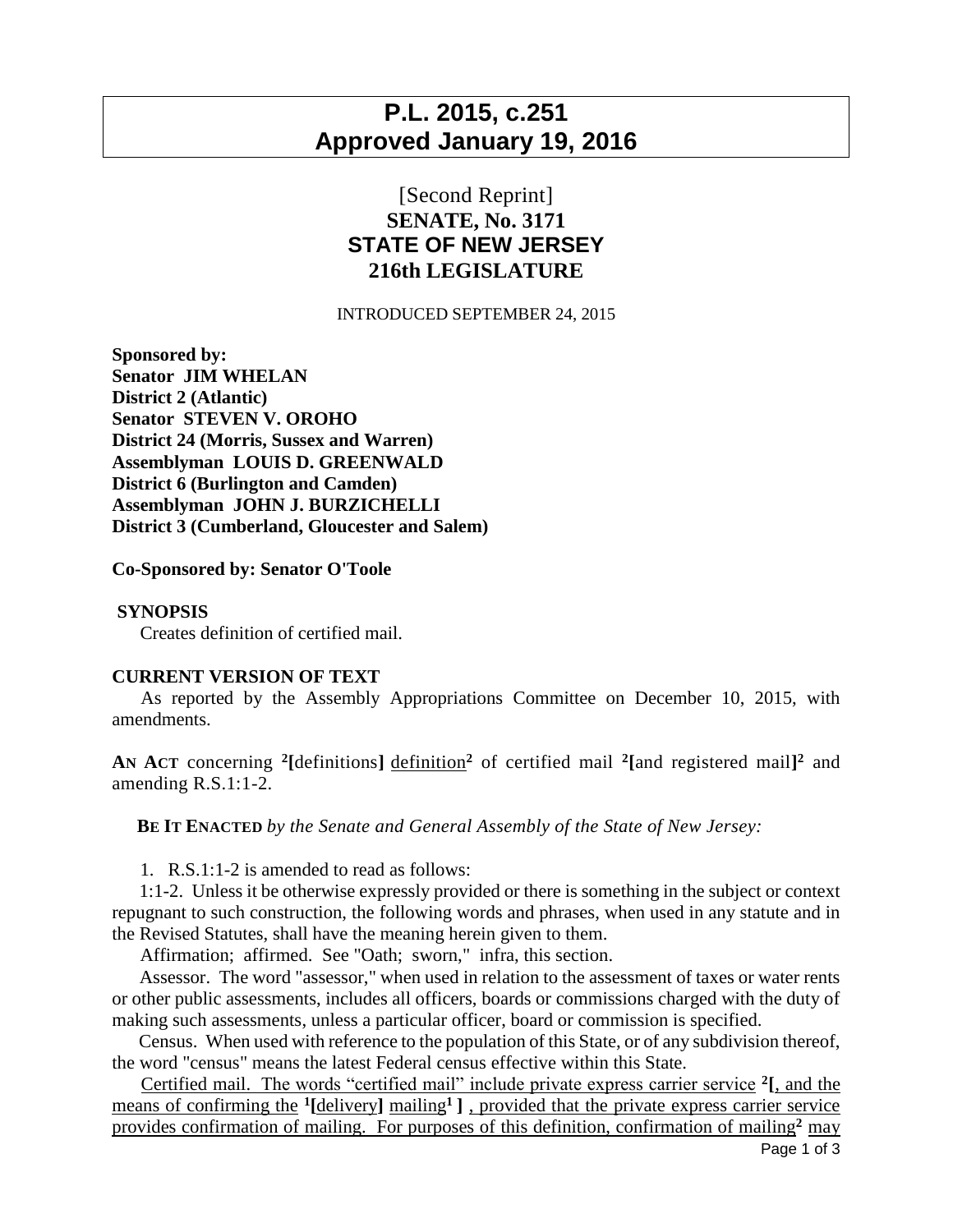# P.L. 2015, c.251
# Approved January 19, 2016

[Second Reprint]

**SENATE, No. 3171**

**STATE OF NEW JERSEY**

**216th LEGISLATURE**

INTRODUCED SEPTEMBER 24, 2015

**Sponsored by:**
**Senator JIM WHELAN**
**District 2 (Atlantic)**
**Senator STEVEN V. OROHO**
**District 24 (Morris, Sussex and Warren)**
**Assemblyman LOUIS D. GREENWALD**
**District 6 (Burlington and Camden)**
**Assemblyman JOHN J. BURZICHELLI**
**District 3 (Cumberland, Gloucester and Salem)**

**Co-Sponsored by: Senator O'Toole**

**SYNOPSIS**

Creates definition of certified mail.

**CURRENT VERSION OF TEXT**

As reported by the Assembly Appropriations Committee on December 10, 2015, with amendments.

**AN ACT** concerning [2][definitions] definition[2] of certified mail [2][and registered mail][2] and amending R.S.1:1-2.

**BE IT ENACTED** *by the Senate and General Assembly of the State of New Jersey:*

1. R.S.1:1-2 is amended to read as follows:

1:1-2. Unless it be otherwise expressly provided or there is something in the subject or context repugnant to such construction, the following words and phrases, when used in any statute and in the Revised Statutes, shall have the meaning herein given to them.

Affirmation; affirmed. See "Oath; sworn," infra, this section.

Assessor. The word "assessor," when used in relation to the assessment of taxes or water rents or other public assessments, includes all officers, boards or commissions charged with the duty of making such assessments, unless a particular officer, board or commission is specified.

Census. When used with reference to the population of this State, or of any subdivision thereof, the word "census" means the latest Federal census effective within this State.

Certified mail. The words "certified mail" include private express carrier service [2][, and the means of confirming the [1][delivery] mailing[1] ] , provided that the private express carrier service provides confirmation of mailing. For purposes of this definition, confirmation of mailing[2] may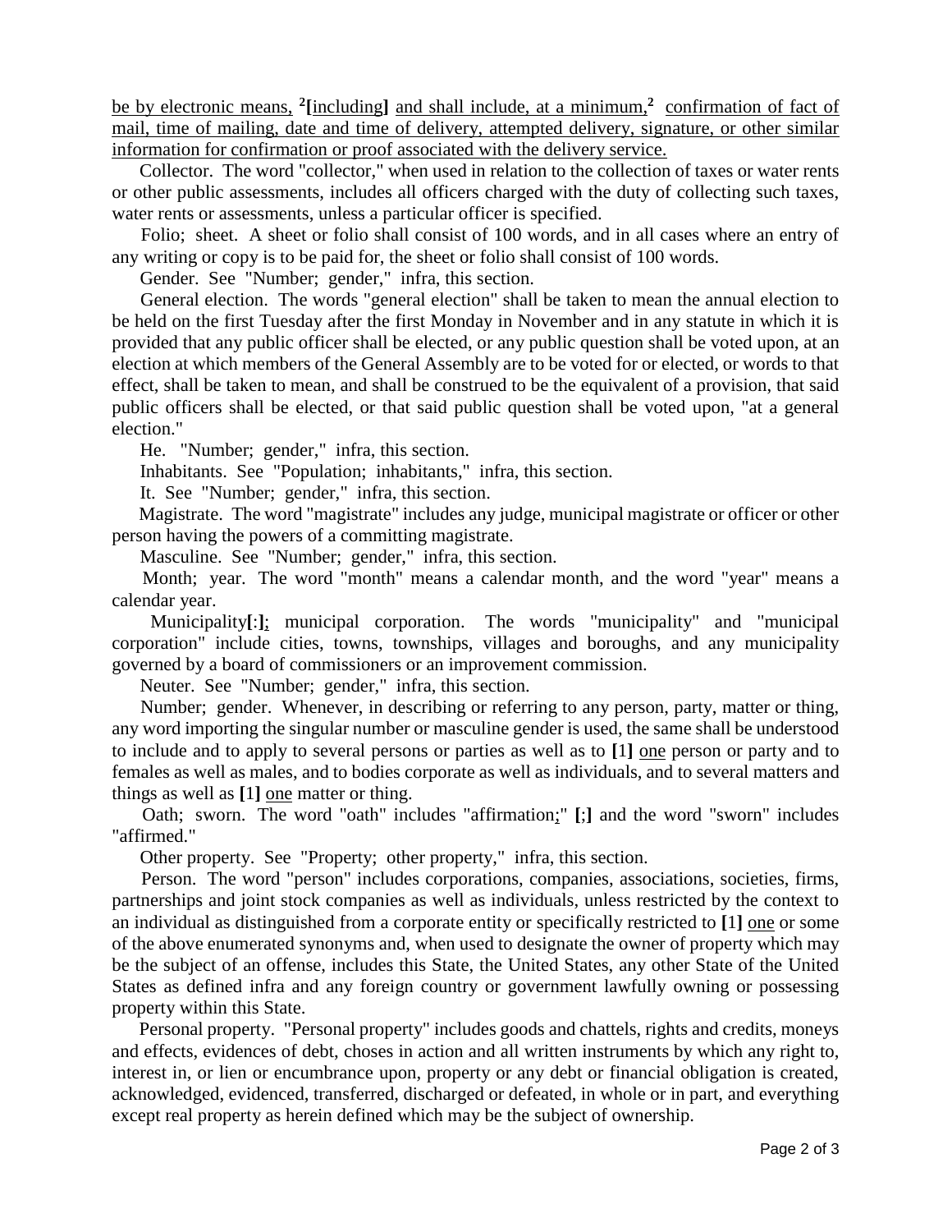be by electronic means, [2][including] and shall include, at a minimum,[2] confirmation of fact of mail, time of mailing, date and time of delivery, attempted delivery, signature, or other similar information for confirmation or proof associated with the delivery service.

Collector. The word "collector," when used in relation to the collection of taxes or water rents or other public assessments, includes all officers charged with the duty of collecting such taxes, water rents or assessments, unless a particular officer is specified.

Folio; sheet. A sheet or folio shall consist of 100 words, and in all cases where an entry of any writing or copy is to be paid for, the sheet or folio shall consist of 100 words.

Gender. See "Number; gender," infra, this section.

General election. The words "general election" shall be taken to mean the annual election to be held on the first Tuesday after the first Monday in November and in any statute in which it is provided that any public officer shall be elected, or any public question shall be voted upon, at an election at which members of the General Assembly are to be voted for or elected, or words to that effect, shall be taken to mean, and shall be construed to be the equivalent of a provision, that said public officers shall be elected, or that said public question shall be voted upon, "at a general election."

He. "Number; gender," infra, this section.

Inhabitants. See "Population; inhabitants," infra, this section.

It. See "Number; gender," infra, this section.

Magistrate. The word "magistrate" includes any judge, municipal magistrate or officer or other person having the powers of a committing magistrate.

Masculine. See "Number; gender," infra, this section.

Month; year. The word "month" means a calendar month, and the word "year" means a calendar year.

Municipality[:]; municipal corporation. The words "municipality" and "municipal corporation" include cities, towns, townships, villages and boroughs, and any municipality governed by a board of commissioners or an improvement commission.

Neuter. See "Number; gender," infra, this section.

Number; gender. Whenever, in describing or referring to any person, party, matter or thing, any word importing the singular number or masculine gender is used, the same shall be understood to include and to apply to several persons or parties as well as to [1] one person or party and to females as well as males, and to bodies corporate as well as individuals, and to several matters and things as well as [1] one matter or thing.

Oath; sworn. The word "oath" includes "affirmation;" [;] and the word "sworn" includes "affirmed."

Other property. See "Property; other property," infra, this section.

Person. The word "person" includes corporations, companies, associations, societies, firms, partnerships and joint stock companies as well as individuals, unless restricted by the context to an individual as distinguished from a corporate entity or specifically restricted to [1] one or some of the above enumerated synonyms and, when used to designate the owner of property which may be the subject of an offense, includes this State, the United States, any other State of the United States as defined infra and any foreign country or government lawfully owning or possessing property within this State.

Personal property. "Personal property" includes goods and chattels, rights and credits, moneys and effects, evidences of debt, choses in action and all written instruments by which any right to, interest in, or lien or encumbrance upon, property or any debt or financial obligation is created, acknowledged, evidenced, transferred, discharged or defeated, in whole or in part, and everything except real property as herein defined which may be the subject of ownership.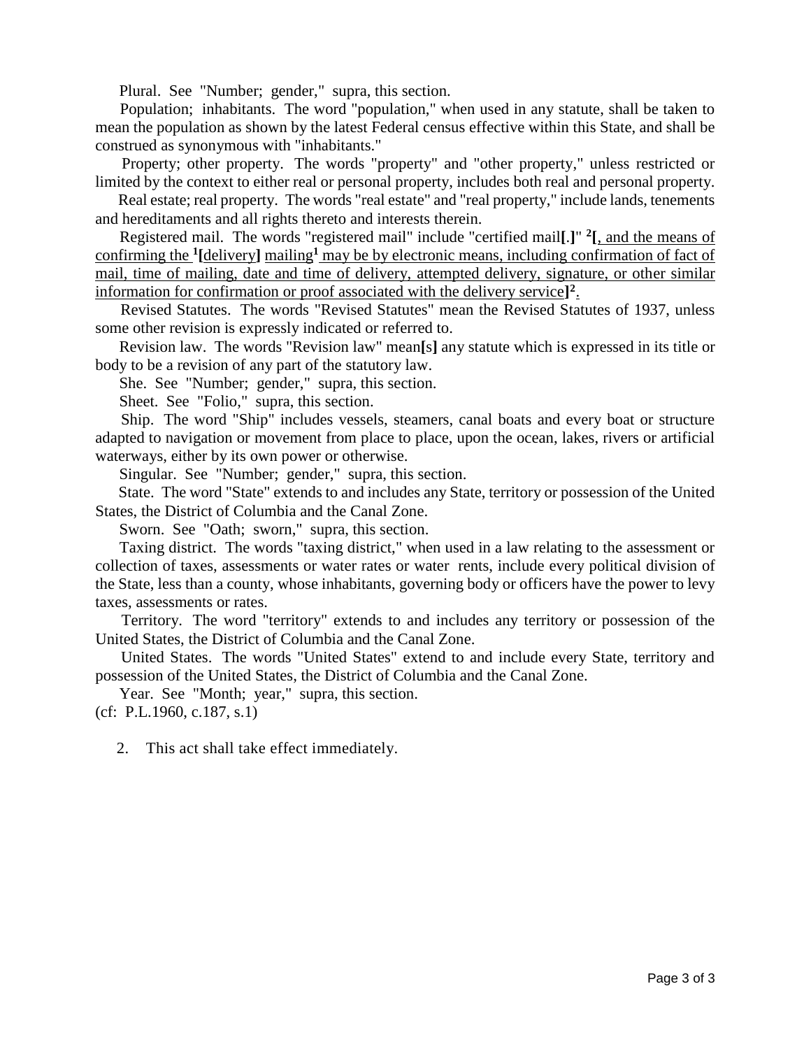Plural. See "Number; gender," supra, this section.

Population; inhabitants. The word "population," when used in any statute, shall be taken to mean the population as shown by the latest Federal census effective within this State, and shall be construed as synonymous with "inhabitants."

Property; other property. The words "property" and "other property," unless restricted or limited by the context to either real or personal property, includes both real and personal property.

Real estate; real property. The words "real estate" and "real property," include lands, tenements and hereditaments and all rights thereto and interests therein.

Registered mail. The words "registered mail" include "certified mail[.]" [2][, and the means of confirming the [1][delivery] mailing[1] may be by electronic means, including confirmation of fact of mail, time of mailing, date and time of delivery, attempted delivery, signature, or other similar information for confirmation or proof associated with the delivery service][2].

Revised Statutes. The words "Revised Statutes" mean the Revised Statutes of 1937, unless some other revision is expressly indicated or referred to.

Revision law. The words "Revision law" mean[s] any statute which is expressed in its title or body to be a revision of any part of the statutory law.

She. See "Number; gender," supra, this section.

Sheet. See "Folio," supra, this section.

Ship. The word "Ship" includes vessels, steamers, canal boats and every boat or structure adapted to navigation or movement from place to place, upon the ocean, lakes, rivers or artificial waterways, either by its own power or otherwise.

Singular. See "Number; gender," supra, this section.

State. The word "State" extends to and includes any State, territory or possession of the United States, the District of Columbia and the Canal Zone.

Sworn. See "Oath; sworn," supra, this section.

Taxing district. The words "taxing district," when used in a law relating to the assessment or collection of taxes, assessments or water rates or water rents, include every political division of the State, less than a county, whose inhabitants, governing body or officers have the power to levy taxes, assessments or rates.

Territory. The word "territory" extends to and includes any territory or possession of the United States, the District of Columbia and the Canal Zone.

United States. The words "United States" extend to and include every State, territory and possession of the United States, the District of Columbia and the Canal Zone.

Year. See "Month; year," supra, this section.

(cf: P.L.1960, c.187, s.1)

2. This act shall take effect immediately.